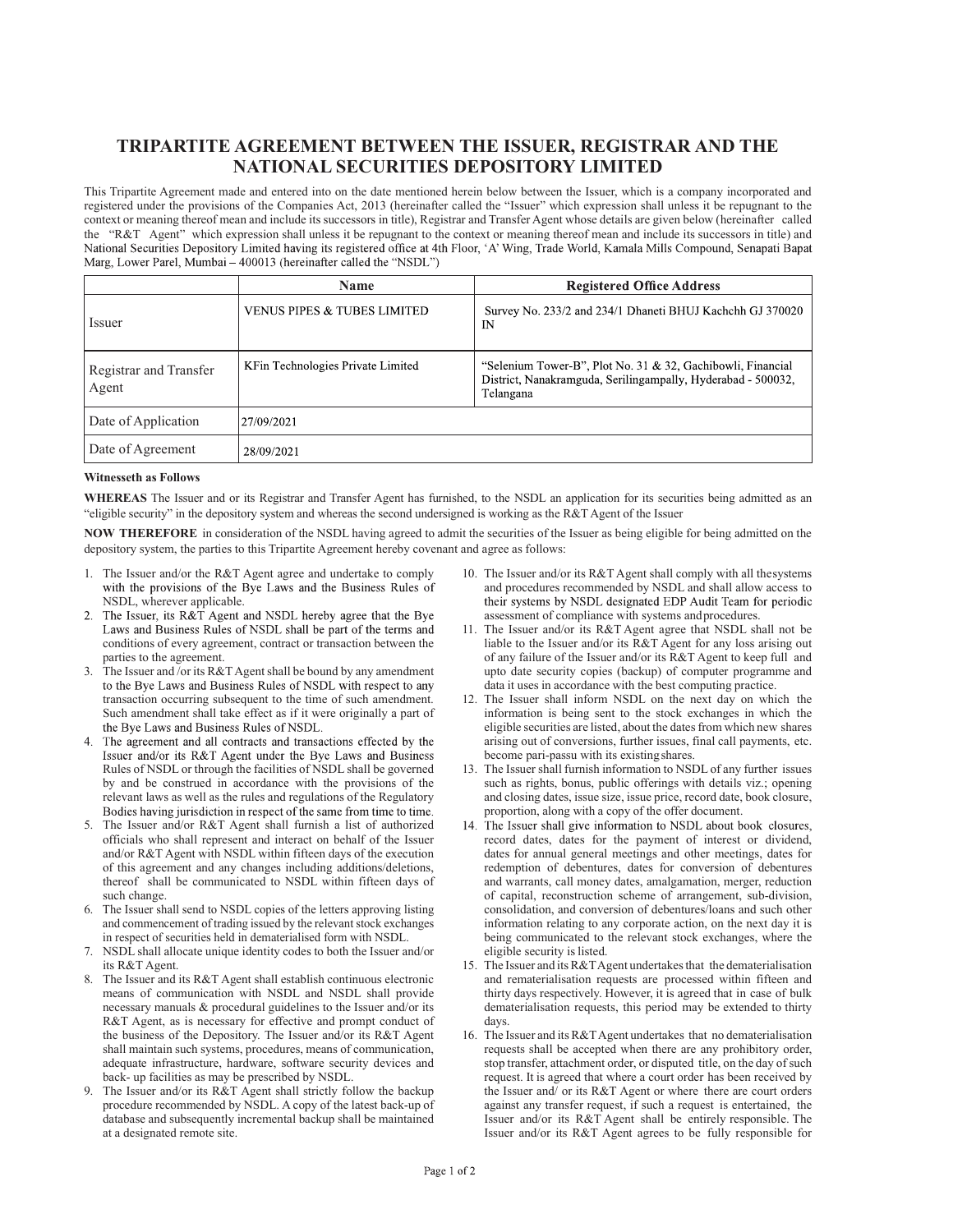# TRIPARTITE AGREEMENT BETWEEN THE ISSUER, REGISTRAR AND THE NATIONAL SECURITIES DEPOSITORY LIMITED

This Tripartite Agreement made and entered into on the date mentioned herein below between the Issuer, which is a company incorporated and registered under the provisions of the Companies Act, 2013 (hereinafter called the "Issuer" which expression shall unless it be repugnant to the context or meaning thereof mean and include its successors in title), Registrar and Transfer Agent whose details are given below (hereinafter called the "R&T Agent" which expression shall unless it be repugnant to the context or meaning thereof mean and include its successors in title) and National Securities Depository Limited having its registered office at 4th Floor, 'A' Wing, Trade World, Kamala Mills Compound, Senapati Bapat Marg, Lower Parel, Mumbai – 400013 (hereinafter called the "NSDL")

| | Name | Registered Office Address |
|---|---|---|
| Issuer | VENUS PIPES & TUBES LIMITED | Survey No. 233/2 and 234/1 Dhaneti BHUJ Kachchh GJ 370020 IN |
| Registrar and Transfer Agent | KFin Technologies Private Limited | "Selenium Tower-B", Plot No. 31 & 32, Gachibowli, Financial District, Nanakramguda, Serilingampally, Hyderabad - 500032, Telangana |
| Date of Application | 27/09/2021 | |
| Date of Agreement | 28/09/2021 | |

**Witnesseth as Follows**

**WHEREAS** The Issuer and or its Registrar and Transfer Agent has furnished, to the NSDL an application for its securities being admitted as an "eligible security" in the depository system and whereas the second undersigned is working as the R&T Agent of the Issuer

**NOW THEREFORE** in consideration of the NSDL having agreed to admit the securities of the Issuer as being eligible for being admitted on the depository system, the parties to this Tripartite Agreement hereby covenant and agree as follows:

1. The Issuer and/or the R&T Agent agree and undertake to comply with the provisions of the Bye Laws and the Business Rules of NSDL, wherever applicable.
2. The Issuer, its R&T Agent and NSDL hereby agree that the Bye Laws and Business Rules of NSDL shall be part of the terms and conditions of every agreement, contract or transaction between the parties to the agreement.
3. The Issuer and /or its R&T Agent shall be bound by any amendment to the Bye Laws and Business Rules of NSDL with respect to any transaction occurring subsequent to the time of such amendment. Such amendment shall take effect as if it were originally a part of the Bye Laws and Business Rules of NSDL.
4. The agreement and all contracts and transactions effected by the Issuer and/or its R&T Agent under the Bye Laws and Business Rules of NSDL or through the facilities of NSDL shall be governed by and be construed in accordance with the provisions of the relevant laws as well as the rules and regulations of the Regulatory Bodies having jurisdiction in respect of the same from time to time.
5. The Issuer and/or R&T Agent shall furnish a list of authorized officials who shall represent and interact on behalf of the Issuer and/or R&T Agent with NSDL within fifteen days of the execution of this agreement and any changes including additions/deletions, thereof shall be communicated to NSDL within fifteen days of such change.
6. The Issuer shall send to NSDL copies of the letters approving listing and commencement of trading issued by the relevant stock exchanges in respect of securities held in dematerialised form with NSDL.
7. NSDL shall allocate unique identity codes to both the Issuer and/or its R&T Agent.
8. The Issuer and its R&T Agent shall establish continuous electronic means of communication with NSDL and NSDL shall provide necessary manuals & procedural guidelines to the Issuer and/or its R&T Agent, as is necessary for effective and prompt conduct of the business of the Depository. The Issuer and/or its R&T Agent shall maintain such systems, procedures, means of communication, adequate infrastructure, hardware, software security devices and back- up facilities as may be prescribed by NSDL.
9. The Issuer and/or its R&T Agent shall strictly follow the backup procedure recommended by NSDL. A copy of the latest back-up of database and subsequently incremental backup shall be maintained at a designated remote site.
10. The Issuer and/or its R&T Agent shall comply with all thesystems and procedures recommended by NSDL and shall allow access to their systems by NSDL designated EDP Audit Team for periodic assessment of compliance with systems andprocedures.
11. The Issuer and/or its R&T Agent agree that NSDL shall not be liable to the Issuer and/or its R&T Agent for any loss arising out of any failure of the Issuer and/or its R&T Agent to keep full and upto date security copies (backup) of computer programme and data it uses in accordance with the best computing practice.
12. The Issuer shall inform NSDL on the next day on which the information is being sent to the stock exchanges in which the eligible securities are listed, about the dates from which new shares arising out of conversions, further issues, final call payments, etc. become pari-passu with its existingshares.
13. The Issuer shall furnish information to NSDL of any further issues such as rights, bonus, public offerings with details viz.; opening and closing dates, issue size, issue price, record date, book closure, proportion, along with a copy of the offer document.
14. The Issuer shall give information to NSDL about book closures, record dates, dates for the payment of interest or dividend, dates for annual general meetings and other meetings, dates for redemption of debentures, dates for conversion of debentures and warrants, call money dates, amalgamation, merger, reduction of capital, reconstruction scheme of arrangement, sub-division, consolidation, and conversion of debentures/loans and such other information relating to any corporate action, on the next day it is being communicated to the relevant stock exchanges, where the eligible security is listed.
15. The Issuer and its R&T Agent undertakes that the dematerialisation and rematerialisation requests are processed within fifteen and thirty days respectively. However, it is agreed that in case of bulk dematerialisation requests, this period may be extended to thirty days.
16. The Issuer and its R&T Agent undertakes that no dematerialisation requests shall be accepted when there are any prohibitory order, stop transfer, attachment order, or disputed title, on the day of such request. It is agreed that where a court order has been received by the Issuer and/ or its R&T Agent or where there are court orders against any transfer request, if such a request is entertained, the Issuer and/or its R&T Agent shall be entirely responsible. The Issuer and/or its R&T Agent agrees to be fully responsible for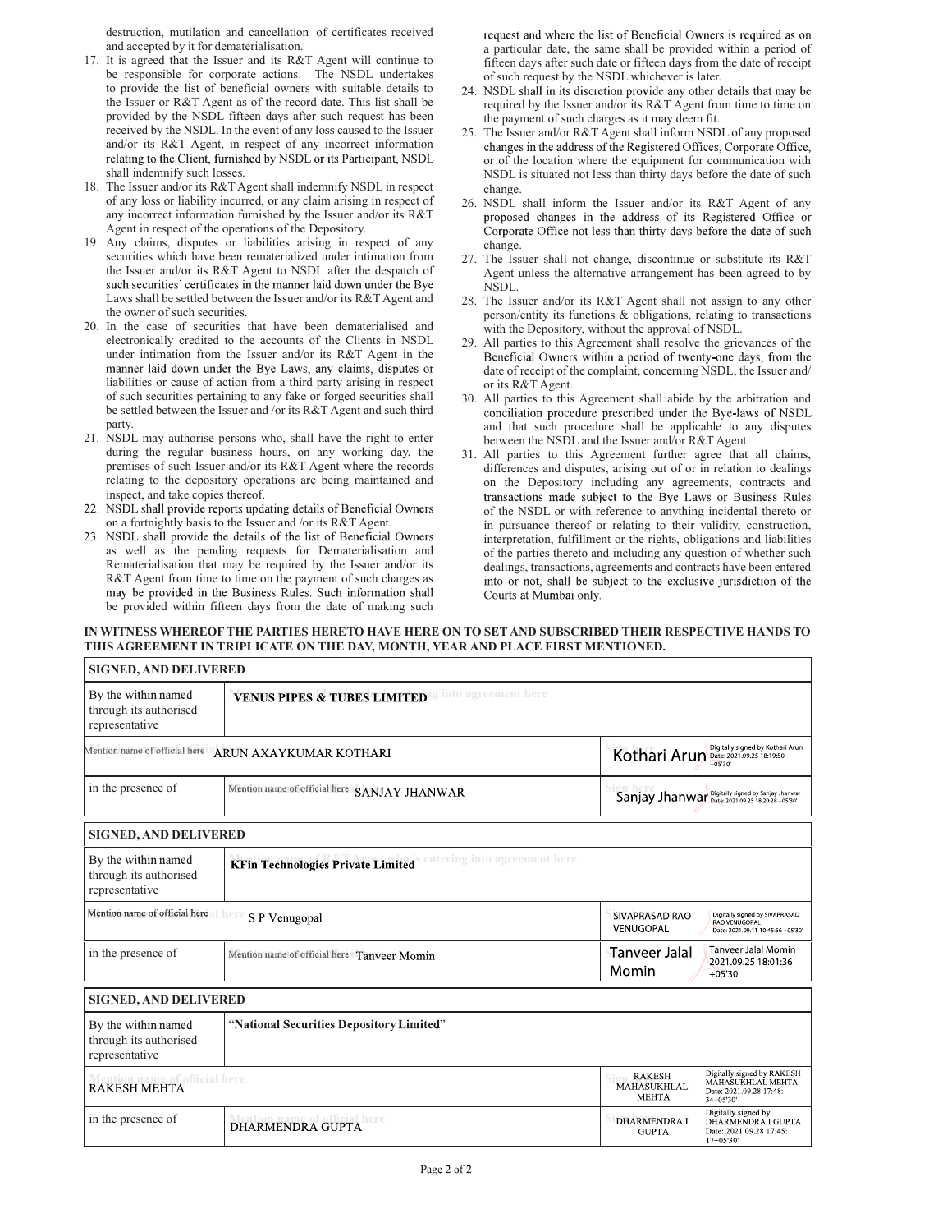destruction, mutilation and cancellation of certificates received and accepted by it for dematerialisation.

17. It is agreed that the Issuer and its R&T Agent will continue to be responsible for corporate actions. The NSDL undertakes to provide the list of beneficial owners with suitable details to the Issuer or R&T Agent as of the record date. This list shall be provided by the NSDL fifteen days after such request has been received by the NSDL. In the event of any loss caused to the Issuer and/or its R&T Agent, in respect of any incorrect information relating to the Client, furnished by NSDL or its Participant, NSDL shall indemnify such losses.
18. The Issuer and/or its R&T Agent shall indemnify NSDL in respect of any loss or liability incurred, or any claim arising in respect of any incorrect information furnished by the Issuer and/or its R&T Agent in respect of the operations of the Depository.
19. Any claims, disputes or liabilities arising in respect of any securities which have been rematerialized under intimation from the Issuer and/or its R&T Agent to NSDL after the despatch of such securities' certificates in the manner laid down under the Bye Laws shall be settled between the Issuer and/or its R&T Agent and the owner of such securities.
20. In the case of securities that have been dematerialised and electronically credited to the accounts of the Clients in NSDL under intimation from the Issuer and/or its R&T Agent in the manner laid down under the Bye Laws, any claims, disputes or liabilities or cause of action from a third party arising in respect of such securities pertaining to any fake or forged securities shall be settled between the Issuer and /or its R&T Agent and such third party.
21. NSDL may authorise persons who, shall have the right to enter during the regular business hours, on any working day, the premises of such Issuer and/or its R&T Agent where the records relating to the depository operations are being maintained and inspect, and take copies thereof.
22. NSDL shall provide reports updating details of Beneficial Owners on a fortnightly basis to the Issuer and /or its R&T Agent.
23. NSDL shall provide the details of the list of Beneficial Owners as well as the pending requests for Dematerialisation and Rematerialisation that may be required by the Issuer and/or its R&T Agent from time to time on the payment of such charges as may be provided in the Business Rules. Such information shall be provided within fifteen days from the date of making such request and where the list of Beneficial Owners is required as on a particular date, the same shall be provided within a period of fifteen days after such date or fifteen days from the date of receipt of such request by the NSDL whichever is later.
24. NSDL shall in its discretion provide any other details that may be required by the Issuer and/or its R&T Agent from time to time on the payment of such charges as it may deem fit.
25. The Issuer and/or R&T Agent shall inform NSDL of any proposed changes in the address of the Registered Offices, Corporate Office, or of the location where the equipment for communication with NSDL is situated not less than thirty days before the date of such change.
26. NSDL shall inform the Issuer and/or its R&T Agent of any proposed changes in the address of its Registered Office or Corporate Office not less than thirty days before the date of such change.
27. The Issuer shall not change, discontinue or substitute its R&T Agent unless the alternative arrangement has been agreed to by NSDL.
28. The Issuer and/or its R&T Agent shall not assign to any other person/entity its functions & obligations, relating to transactions with the Depository, without the approval of NSDL.
29. All parties to this Agreement shall resolve the grievances of the Beneficial Owners within a period of twenty-one days, from the date of receipt of the complaint, concerning NSDL, the Issuer and/ or its R&T Agent.
30. All parties to this Agreement shall abide by the arbitration and conciliation procedure prescribed under the Bye-laws of NSDL and that such procedure shall be applicable to any disputes between the NSDL and the Issuer and/or R&T Agent.
31. All parties to this Agreement further agree that all claims, differences and disputes, arising out of or in relation to dealings on the Depository including any agreements, contracts and transactions made subject to the Bye Laws or Business Rules of the NSDL or with reference to anything incidental thereto or in pursuance thereof or relating to their validity, construction, interpretation, fulfillment or the rights, obligations and liabilities of the parties thereto and including any question of whether such dealings, transactions, agreements and contracts have been entered into or not, shall be subject to the exclusive jurisdiction of the Courts at Mumbai only.

**IN WITNESS WHEREOF THE PARTIES HERETO HAVE HERE ON TO SET AND SUBSCRIBED THEIR RESPECTIVE HANDS TO THIS AGREEMENT IN TRIPLICATE ON THE DAY, MONTH, YEAR AND PLACE FIRST MENTIONED.**

| **SIGNED, AND DELIVERED** | | |
|---|---|---|
| By the within named through its authorised representative | **VENUS PIPES & TUBES LIMITED** | |
| Mention name of official here | ARUN AXAYKUMAR KOTHARI | Kothari Arun — Digitally signed by Kothari Arun Date: 2021.09.25 18:19:50 +05'30' |
| in the presence of | Mention name of official here SANJAY JHANWAR | Sanjay Jhanwar — Digitally signed by Sanjay Jhanwar Date: 2021.09.25 18:20:28 +05'30' |

| **SIGNED, AND DELIVERED** | | |
|---|---|---|
| By the within named through its authorised representative | **KFin Technologies Private Limited** | |
| Mention name of official here | S P Venugopal | SIVAPRASAD RAO VENUGOPAL — Digitally signed by SIVAPRASAD RAO VENUGOPAL Date: 2021.09.11 10:45:56 +05'30' |
| in the presence of | Mention name of official here Tanveer Momin | Tanveer Jalal Momin — Tanveer Jalal Momin 2021.09.25 18:01:36 +05'30' |

| **SIGNED, AND DELIVERED** | | |
|---|---|---|
| By the within named through its authorised representative | "**National Securities Depository Limited**" | |
| RAKESH MEHTA | | RAKESH MAHASUKHLAL MEHTA — Digitally signed by RAKESH MAHASUKHLAL MEHTA Date: 2021.09.28 17:48:34+05'30' |
| in the presence of | DHARMENDRA GUPTA | DHARMENDRA I GUPTA — Digitally signed by DHARMENDRA I GUPTA Date: 2021.09.28 17:45:17+05'30' |